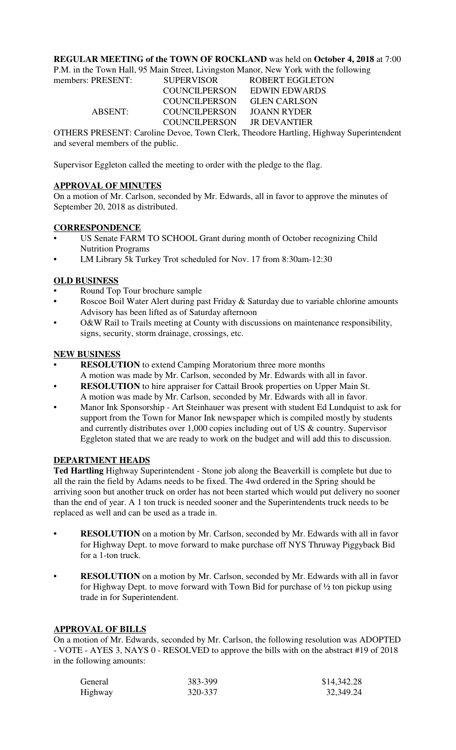**REGULAR MEETING of the TOWN OF ROCKLAND** was held on **October 4, 2018** at 7:00 P.M. in the Town Hall, 95 Main Street, Livingston Manor, New York with the following members:

| | | |
|---|---|---|
| PRESENT: | SUPERVISOR | ROBERT EGGLETON |
| | COUNCILPERSON | EDWIN EDWARDS |
| | COUNCILPERSON | GLEN CARLSON |
| ABSENT: | COUNCILPERSON | JOANN RYDER |
| | COUNCILPERSON | JR DEVANTIER |

OTHERS PRESENT: Caroline Devoe, Town Clerk, Theodore Hartling, Highway Superintendent and several members of the public.

Supervisor Eggleton called the meeting to order with the pledge to the flag.

**APPROVAL OF MINUTES**

On a motion of Mr. Carlson, seconded by Mr. Edwards, all in favor to approve the minutes of September 20, 2018 as distributed.

**CORRESPONDENCE**

- US Senate FARM TO SCHOOL Grant during month of October recognizing Child Nutrition Programs
- LM Library 5k Turkey Trot scheduled for Nov. 17 from 8:30am-12:30

**OLD BUSINESS**

- Round Top Tour brochure sample
- Roscoe Boil Water Alert during past Friday & Saturday due to variable chlorine amounts Advisory has been lifted as of Saturday afternoon
- O&W Rail to Trails meeting at County with discussions on maintenance responsibility, signs, security, storm drainage, crossings, etc.

**NEW BUSINESS**

- **RESOLUTION** to extend Camping Moratorium three more months
  A motion was made by Mr. Carlson, seconded by Mr. Edwards with all in favor.
- **RESOLUTION** to hire appraiser for Cattail Brook properties on Upper Main St.
  A motion was made by Mr. Carlson, seconded by Mr. Edwards with all in favor.
- Manor Ink Sponsorship - Art Steinhauer was present with student Ed Lundquist to ask for support from the Town for Manor Ink newspaper which is compiled mostly by students and currently distributes over 1,000 copies including out of US & country. Supervisor Eggleton stated that we are ready to work on the budget and will add this to discussion.

**DEPARTMENT HEADS**

**Ted Hartling** Highway Superintendent - Stone job along the Beaverkill is complete but due to all the rain the field by Adams needs to be fixed. The 4wd ordered in the Spring should be arriving soon but another truck on order has not been started which would put delivery no sooner than the end of year. A 1 ton truck is needed sooner and the Superintendents truck needs to be replaced as well and can be used as a trade in.

- **RESOLUTION** on a motion by Mr. Carlson, seconded by Mr. Edwards with all in favor for Highway Dept. to move forward to make purchase off NYS Thruway Piggyback Bid for a 1-ton truck.
- **RESOLUTION** on a motion by Mr. Carlson, seconded by Mr. Edwards with all in favor for Highway Dept. to move forward with Town Bid for purchase of ½ ton pickup using trade in for Superintendent.

**APPROVAL OF BILLS**

On a motion of Mr. Edwards, seconded by Mr. Carlson, the following resolution was ADOPTED - VOTE - AYES 3, NAYS 0 - RESOLVED to approve the bills with on the abstract #19 of 2018 in the following amounts:

| | | |
|---|---|---|
| General | 383-399 | $14,342.28 |
| Highway | 320-337 | 32,349.24 |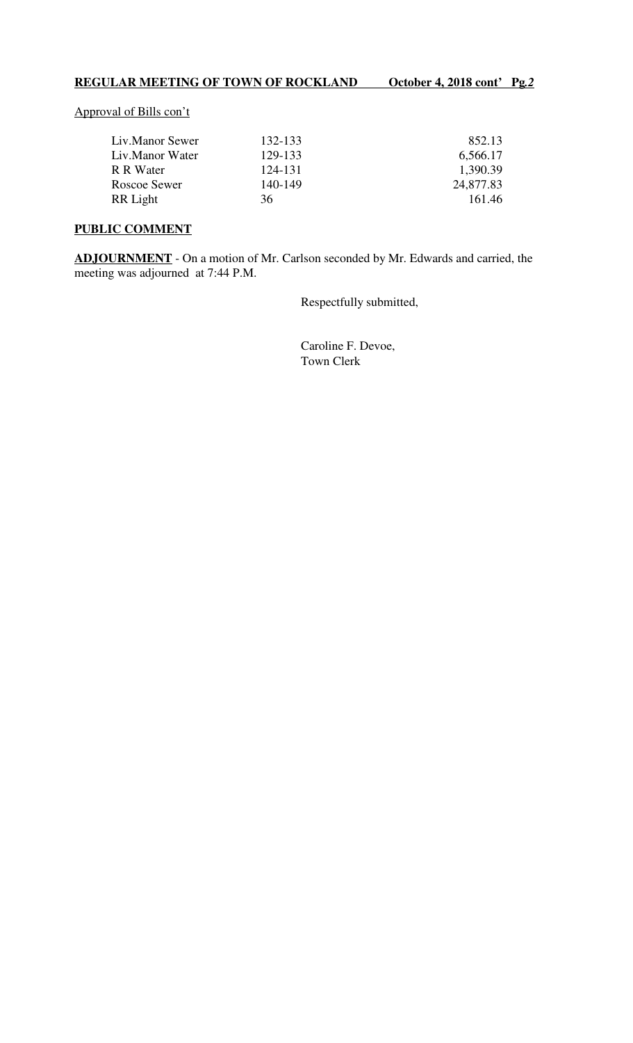**REGULAR MEETING OF TOWN OF ROCKLAND October 4, 2018 cont' Pg.2**

Approval of Bills con't

| | | |
|---|---|---|
| Liv.Manor Sewer | 132-133 | 852.13 |
| Liv.Manor Water | 129-133 | 6,566.17 |
| R R Water | 124-131 | 1,390.39 |
| Roscoe Sewer | 140-149 | 24,877.83 |
| RR Light | 36 | 161.46 |

**PUBLIC COMMENT**

**ADJOURNMENT** - On a motion of Mr. Carlson seconded by Mr. Edwards and carried, the meeting was adjourned at 7:44 P.M.

Respectfully submitted,

Caroline F. Devoe,
Town Clerk